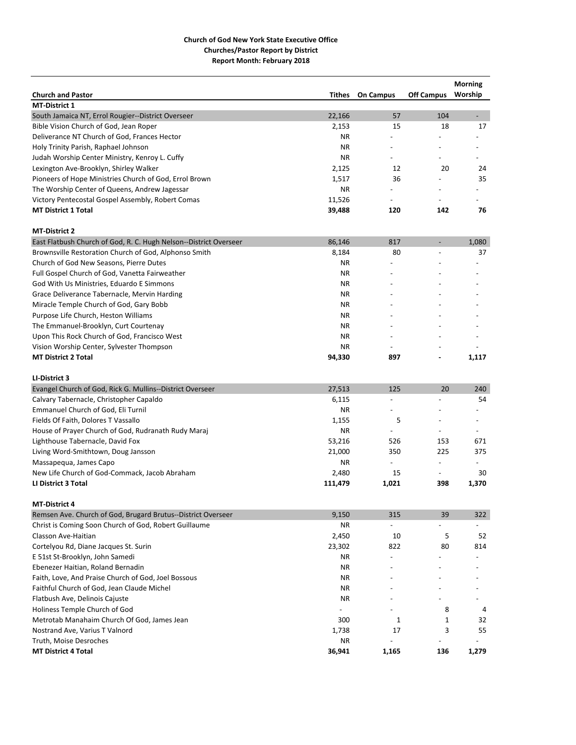**Church of God New York State Executive Office**
**Churches/Pastor Report by District**
**Report Month: February 2018**

| Church and Pastor | Tithes | On Campus | Off Campus | Morning Worship |
|---|---|---|---|---|
| **MT-District 1** | | | | |
| South Jamaica NT, Errol Rougier--District Overseer | 22,166 | 57 | 104 | - |
| Bible Vision Church of God, Jean Roper | 2,153 | 15 | 18 | 17 |
| Deliverance NT Church of God, Frances Hector | NR | - | - | - |
| Holy Trinity Parish, Raphael Johnson | NR | - | - | - |
| Judah Worship Center Ministry, Kenroy L. Cuffy | NR | - | - | - |
| Lexington Ave-Brooklyn, Shirley Walker | 2,125 | 12 | 20 | 24 |
| Pioneers of Hope Ministries Church of God, Errol Brown | 1,517 | 36 | - | 35 |
| The Worship Center of Queens, Andrew Jagessar | NR | - | - | - |
| Victory Pentecostal Gospel Assembly, Robert Comas | 11,526 | - | - | - |
| **MT District 1 Total** | **39,488** | **120** | **142** | **76** |
| | | | | |
| **MT-District 2** | | | | |
| East Flatbush Church of God, R. C. Hugh Nelson--District Overseer | 86,146 | 817 | - | 1,080 |
| Brownsville Restoration Church of God, Alphonso Smith | 8,184 | 80 | - | 37 |
| Church of God New Seasons, Pierre Dutes | NR | - | - | - |
| Full Gospel Church of God, Vanetta Fairweather | NR | - | - | - |
| God With Us Ministries, Eduardo E Simmons | NR | - | - | - |
| Grace Deliverance Tabernacle, Mervin Harding | NR | - | - | - |
| Miracle Temple Church of God, Gary Bobb | NR | - | - | - |
| Purpose Life Church, Heston Williams | NR | - | - | - |
| The Emmanuel-Brooklyn, Curt Courtenay | NR | - | - | - |
| Upon This Rock Church of God, Francisco West | NR | - | - | - |
| Vision Worship Center, Sylvester Thompson | NR | - | - | - |
| **MT District 2 Total** | **94,330** | **897** | **-** | **1,117** |
| | | | | |
| **LI-District 3** | | | | |
| Evangel Church of God, Rick G. Mullins--District Overseer | 27,513 | 125 | 20 | 240 |
| Calvary Tabernacle, Christopher Capaldo | 6,115 | - | - | 54 |
| Emmanuel Church of God, Eli Turnil | NR | - | - | - |
| Fields Of Faith, Dolores T Vassallo | 1,155 | 5 | - | - |
| House of Prayer Church of God, Rudranath Rudy Maraj | NR | - | - | - |
| Lighthouse Tabernacle, David Fox | 53,216 | 526 | 153 | 671 |
| Living Word-Smithtown, Doug Jansson | 21,000 | 350 | 225 | 375 |
| Massapequa, James Capo | NR | - | - | - |
| New Life Church of God-Commack, Jacob Abraham | 2,480 | 15 | - | 30 |
| **LI District 3 Total** | **111,479** | **1,021** | **398** | **1,370** |
| | | | | |
| **MT-District 4** | | | | |
| Remsen Ave. Church of God, Brugard Brutus--District Overseer | 9,150 | 315 | 39 | 322 |
| Christ is Coming Soon Church of God, Robert Guillaume | NR | - | - | - |
| Classon Ave-Haitian | 2,450 | 10 | 5 | 52 |
| Cortelyou Rd, Diane Jacques St. Surin | 23,302 | 822 | 80 | 814 |
| E 51st St-Brooklyn, John Samedi | NR | - | - | - |
| Ebenezer Haitian, Roland Bernadin | NR | - | - | - |
| Faith, Love, And Praise Church of God, Joel Bossous | NR | - | - | - |
| Faithful Church of God, Jean Claude Michel | NR | - | - | - |
| Flatbush Ave, Delinois Cajuste | NR | - | - | - |
| Holiness Temple Church of God | - | - | 8 | 4 |
| Metrotab Manahaim Church Of God, James Jean | 300 | 1 | 1 | 32 |
| Nostrand Ave, Varius T Valnord | 1,738 | 17 | 3 | 55 |
| Truth, Moise Desroches | NR | - | - | - |
| **MT District 4 Total** | **36,941** | **1,165** | **136** | **1,279** |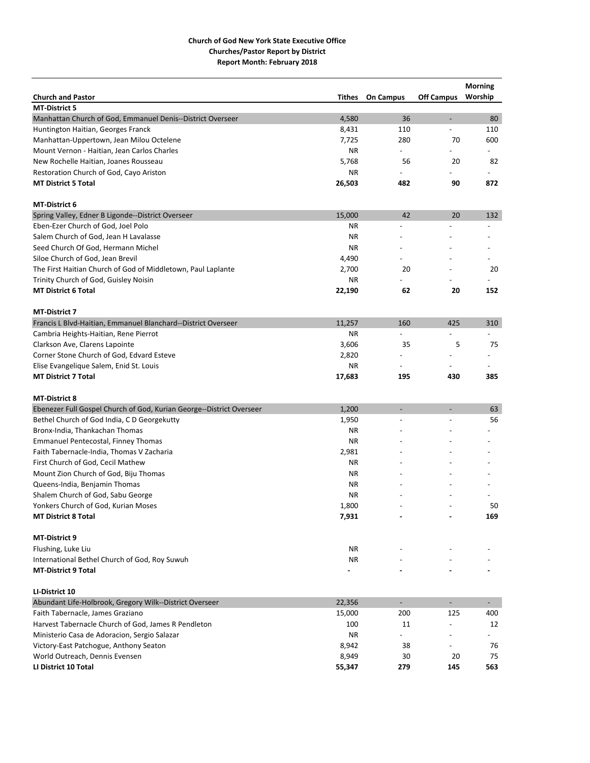**Church of God New York State Executive Office**
**Churches/Pastor Report by District**
**Report Month: February 2018**

| Church and Pastor | Tithes | On Campus | Off Campus | Morning Worship |
|---|---|---|---|---|
| **MT-District 5** | | | | |
| Manhattan Church of God, Emmanuel Denis--District Overseer | 4,580 | 36 | - | 80 |
| Huntington Haitian, Georges Franck | 8,431 | 110 | - | 110 |
| Manhattan-Uppertown, Jean Milou Octelene | 7,725 | 280 | 70 | 600 |
| Mount Vernon - Haitian, Jean Carlos Charles | NR | - | - | - |
| New Rochelle Haitian, Joanes Rousseau | 5,768 | 56 | 20 | 82 |
| Restoration Church of God, Cayo Ariston | NR | - | - | - |
| **MT District 5 Total** | **26,503** | **482** | **90** | **872** |
| | | | | |
| **MT-District 6** | | | | |
| Spring Valley, Edner B Ligonde--District Overseer | 15,000 | 42 | 20 | 132 |
| Eben-Ezer Church of God, Joel Polo | NR | - | - | - |
| Salem Church of God, Jean H Lavalasse | NR | - | - | - |
| Seed Church Of God, Hermann Michel | NR | - | - | - |
| Siloe Church of God, Jean Brevil | 4,490 | - | - | - |
| The First Haitian Church of God of Middletown, Paul Laplante | 2,700 | 20 | - | 20 |
| Trinity Church of God, Guisley Noisin | NR | - | - | - |
| **MT District 6 Total** | **22,190** | **62** | **20** | **152** |
| | | | | |
| **MT-District 7** | | | | |
| Francis L Blvd-Haitian, Emmanuel Blanchard--District Overseer | 11,257 | 160 | 425 | 310 |
| Cambria Heights-Haitian, Rene Pierrot | NR | - | - | - |
| Clarkson Ave, Clarens Lapointe | 3,606 | 35 | 5 | 75 |
| Corner Stone Church of God, Edvard Esteve | 2,820 | - | - | - |
| Elise Evangelique Salem, Enid St. Louis | NR | - | - | - |
| **MT District 7 Total** | **17,683** | **195** | **430** | **385** |
| | | | | |
| **MT-District 8** | | | | |
| Ebenezer Full Gospel Church of God, Kurian George--District Overseer | 1,200 | - | - | 63 |
| Bethel Church of God India, C D Georgekutty | 1,950 | - | - | 56 |
| Bronx-India, Thankachan Thomas | NR | - | - | - |
| Emmanuel Pentecostal, Finney Thomas | NR | - | - | - |
| Faith Tabernacle-India, Thomas V Zacharia | 2,981 | - | - | - |
| First Church of God, Cecil Mathew | NR | - | - | - |
| Mount Zion Church of God, Biju Thomas | NR | - | - | - |
| Queens-India, Benjamin Thomas | NR | - | - | - |
| Shalem Church of God, Sabu George | NR | - | - | - |
| Yonkers Church of God, Kurian Moses | 1,800 | - | - | 50 |
| **MT District 8 Total** | **7,931** | **-** | **-** | **169** |
| | | | | |
| **MT-District 9** | | | | |
| Flushing, Luke Liu | NR | - | - | - |
| International Bethel Church of God, Roy Suwuh | NR | - | - | - |
| **MT-District 9 Total** | **-** | **-** | **-** | **-** |
| | | | | |
| **LI-District 10** | | | | |
| Abundant Life-Holbrook, Gregory Wilk--District Overseer | 22,356 | - | - | - |
| Faith Tabernacle, James Graziano | 15,000 | 200 | 125 | 400 |
| Harvest Tabernacle Church of God, James R Pendleton | 100 | 11 | - | 12 |
| Ministerio Casa de Adoracion, Sergio Salazar | NR | - | - | - |
| Victory-East Patchogue, Anthony Seaton | 8,942 | 38 | - | 76 |
| World Outreach, Dennis Evensen | 8,949 | 30 | 20 | 75 |
| **LI District 10 Total** | **55,347** | **279** | **145** | **563** |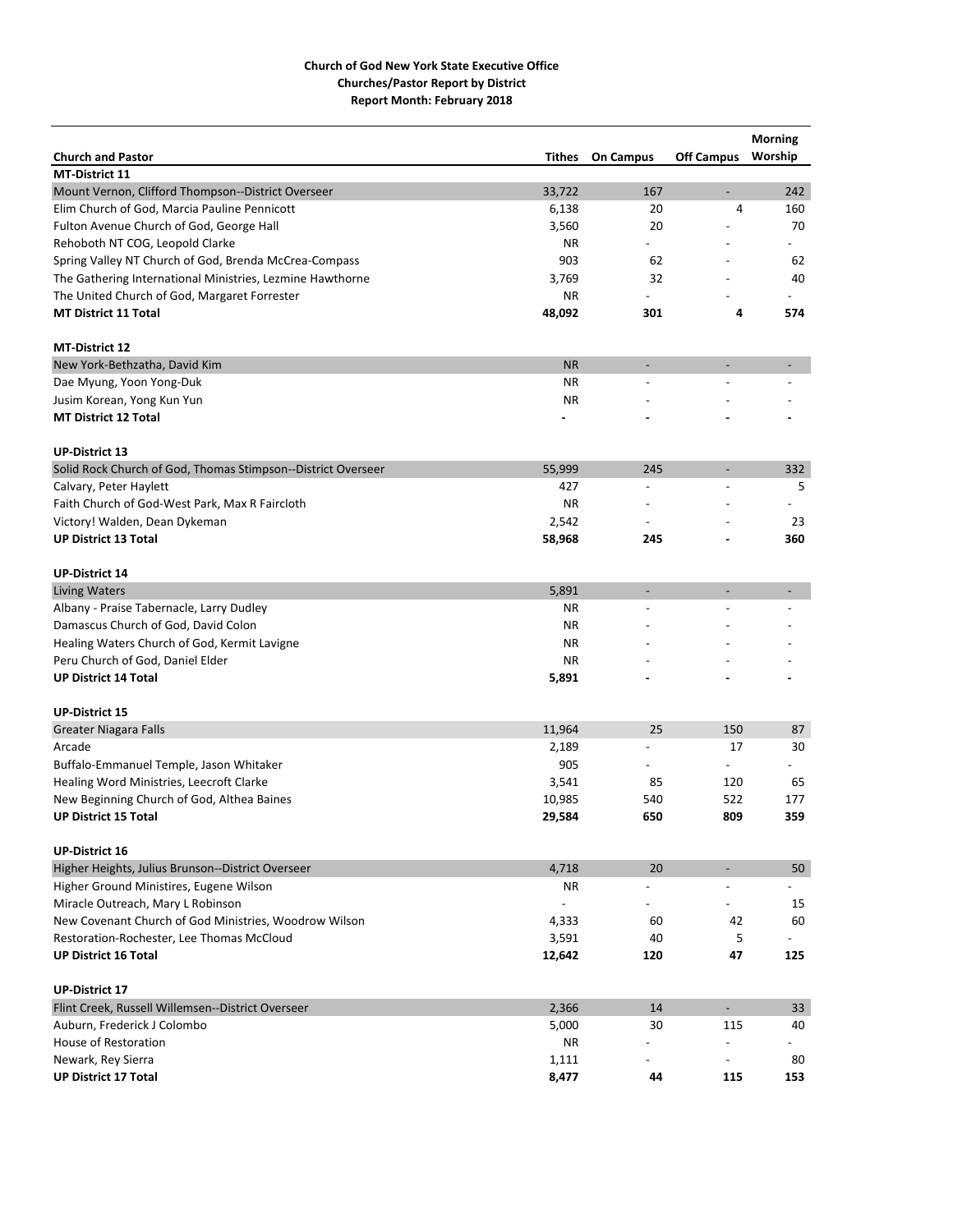**Church of God New York State Executive Office**
**Churches/Pastor Report by District**
**Report Month: February 2018**

| Church and Pastor | Tithes | On Campus | Off Campus | Morning Worship |
|---|---|---|---|---|
| **MT-District 11** | | | | |
| Mount Vernon, Clifford Thompson--District Overseer | 33,722 | 167 | - | 242 |
| Elim Church of God, Marcia Pauline Pennicott | 6,138 | 20 | 4 | 160 |
| Fulton Avenue Church of God, George Hall | 3,560 | 20 | - | 70 |
| Rehoboth NT COG, Leopold Clarke | NR | - | - | - |
| Spring Valley NT Church of God, Brenda McCrea-Compass | 903 | 62 | - | 62 |
| The Gathering International Ministries, Lezmine Hawthorne | 3,769 | 32 | - | 40 |
| The United Church of God, Margaret Forrester | NR | - | - | - |
| **MT District 11 Total** | **48,092** | **301** | **4** | **574** |
| | | | | |
| **MT-District 12** | | | | |
| New York-Bethzatha, David Kim | NR | - | - | - |
| Dae Myung, Yoon Yong-Duk | NR | - | - | - |
| Jusim Korean, Yong Kun Yun | NR | - | - | - |
| **MT District 12 Total** | **-** | **-** | **-** | **-** |
| | | | | |
| **UP-District 13** | | | | |
| Solid Rock Church of God, Thomas Stimpson--District Overseer | 55,999 | 245 | - | 332 |
| Calvary, Peter Haylett | 427 | - | - | 5 |
| Faith Church of God-West Park, Max R Faircloth | NR | - | - | - |
| Victory! Walden, Dean Dykeman | 2,542 | - | - | 23 |
| **UP District 13 Total** | **58,968** | **245** | **-** | **360** |
| | | | | |
| **UP-District 14** | | | | |
| Living Waters | 5,891 | - | - | - |
| Albany - Praise Tabernacle, Larry Dudley | NR | - | - | - |
| Damascus Church of God, David Colon | NR | - | - | - |
| Healing Waters Church of God, Kermit Lavigne | NR | - | - | - |
| Peru Church of God, Daniel Elder | NR | - | - | - |
| **UP District 14 Total** | **5,891** | **-** | **-** | **-** |
| | | | | |
| **UP-District 15** | | | | |
| Greater Niagara Falls | 11,964 | 25 | 150 | 87 |
| Arcade | 2,189 | - | 17 | 30 |
| Buffalo-Emmanuel Temple, Jason Whitaker | 905 | - | - | - |
| Healing Word Ministries, Leecroft Clarke | 3,541 | 85 | 120 | 65 |
| New Beginning Church of God, Althea Baines | 10,985 | 540 | 522 | 177 |
| **UP District 15 Total** | **29,584** | **650** | **809** | **359** |
| | | | | |
| **UP-District 16** | | | | |
| Higher Heights, Julius Brunson--District Overseer | 4,718 | 20 | - | 50 |
| Higher Ground Ministires, Eugene Wilson | NR | - | - | - |
| Miracle Outreach, Mary L Robinson | - | - | - | 15 |
| New Covenant Church of God Ministries, Woodrow Wilson | 4,333 | 60 | 42 | 60 |
| Restoration-Rochester, Lee Thomas McCloud | 3,591 | 40 | 5 | - |
| **UP District 16 Total** | **12,642** | **120** | **47** | **125** |
| | | | | |
| **UP-District 17** | | | | |
| Flint Creek, Russell Willemsen--District Overseer | 2,366 | 14 | - | 33 |
| Auburn, Frederick J Colombo | 5,000 | 30 | 115 | 40 |
| House of Restoration | NR | - | - | - |
| Newark, Rey Sierra | 1,111 | - | - | 80 |
| **UP District 17 Total** | **8,477** | **44** | **115** | **153** |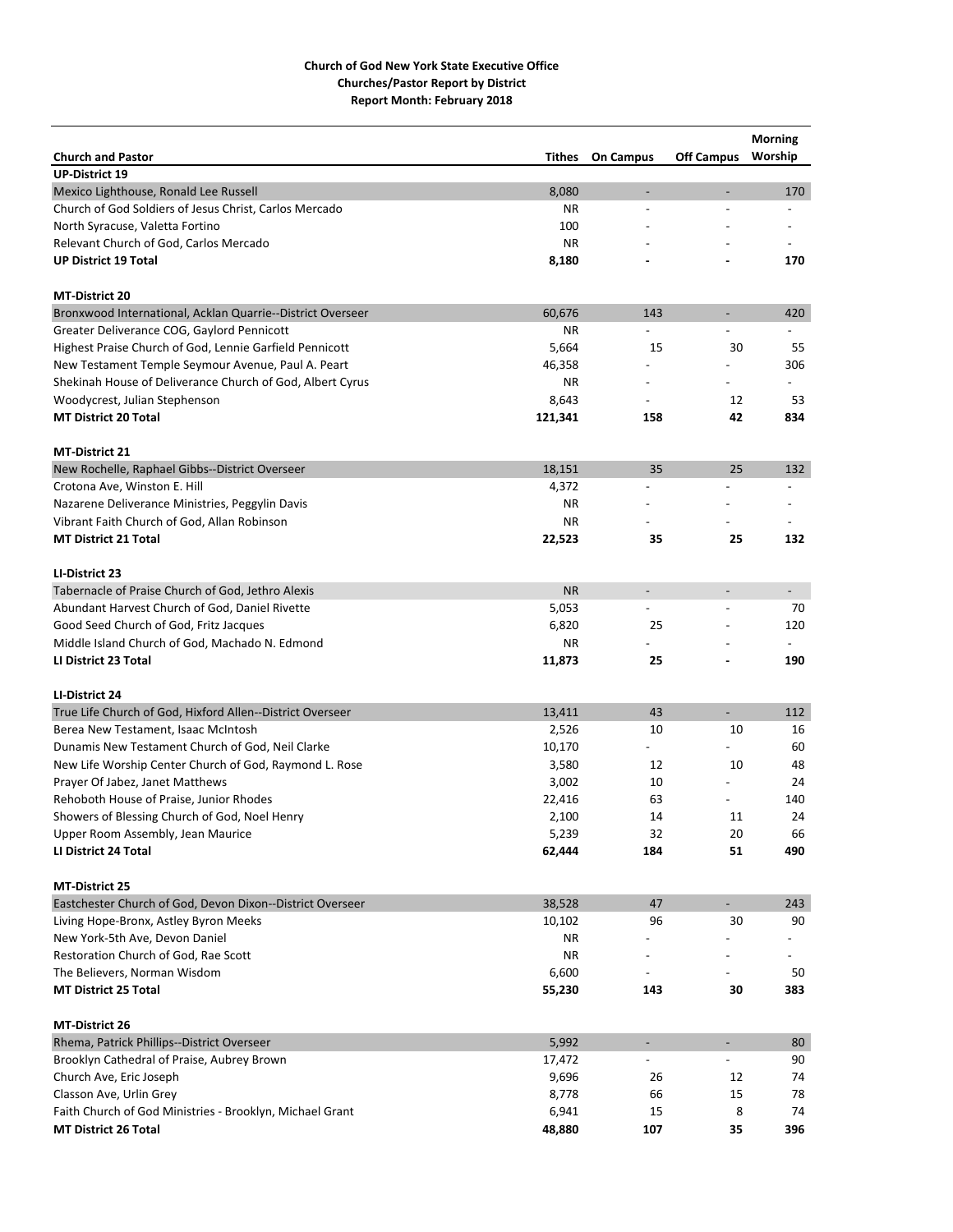**Church of God New York State Executive Office**
**Churches/Pastor Report by District**
**Report Month: February 2018**

| Church and Pastor | Tithes | On Campus | Off Campus | Morning Worship |
|---|---|---|---|---|
| **UP-District 19** | | | | |
| Mexico Lighthouse, Ronald Lee Russell | 8,080 | - | - | 170 |
| Church of God Soldiers of Jesus Christ, Carlos Mercado | NR | - | - | - |
| North Syracuse, Valetta Fortino | 100 | - | - | - |
| Relevant Church of God, Carlos Mercado | NR | - | - | - |
| **UP District 19 Total** | **8,180** | **-** | **-** | **170** |
| | | | | |
| **MT-District 20** | | | | |
| Bronxwood International, Acklan Quarrie--District Overseer | 60,676 | 143 | - | 420 |
| Greater Deliverance COG, Gaylord Pennicott | NR | - | - | - |
| Highest Praise Church of God, Lennie Garfield Pennicott | 5,664 | 15 | 30 | 55 |
| New Testament Temple Seymour Avenue, Paul A. Peart | 46,358 | - | - | 306 |
| Shekinah House of Deliverance Church of God, Albert Cyrus | NR | - | - | - |
| Woodycrest, Julian Stephenson | 8,643 | - | 12 | 53 |
| **MT District 20 Total** | **121,341** | **158** | **42** | **834** |
| | | | | |
| **MT-District 21** | | | | |
| New Rochelle, Raphael Gibbs--District Overseer | 18,151 | 35 | 25 | 132 |
| Crotona Ave, Winston E. Hill | 4,372 | - | - | - |
| Nazarene Deliverance Ministries, Peggylin Davis | NR | - | - | - |
| Vibrant Faith Church of God, Allan Robinson | NR | - | - | - |
| **MT District 21 Total** | **22,523** | **35** | **25** | **132** |
| | | | | |
| **LI-District 23** | | | | |
| Tabernacle of Praise Church of God, Jethro Alexis | NR | - | - | - |
| Abundant Harvest Church of God, Daniel Rivette | 5,053 | - | - | 70 |
| Good Seed Church of God, Fritz Jacques | 6,820 | 25 | - | 120 |
| Middle Island Church of God, Machado N. Edmond | NR | - | - | - |
| **LI District 23 Total** | **11,873** | **25** | **-** | **190** |
| | | | | |
| **LI-District 24** | | | | |
| True Life Church of God, Hixford Allen--District Overseer | 13,411 | 43 | - | 112 |
| Berea New Testament, Isaac McIntosh | 2,526 | 10 | 10 | 16 |
| Dunamis New Testament Church of God, Neil Clarke | 10,170 | - | - | 60 |
| New Life Worship Center Church of God, Raymond L. Rose | 3,580 | 12 | 10 | 48 |
| Prayer Of Jabez, Janet Matthews | 3,002 | 10 | - | 24 |
| Rehoboth House of Praise, Junior Rhodes | 22,416 | 63 | - | 140 |
| Showers of Blessing Church of God, Noel Henry | 2,100 | 14 | 11 | 24 |
| Upper Room Assembly, Jean Maurice | 5,239 | 32 | 20 | 66 |
| **LI District 24 Total** | **62,444** | **184** | **51** | **490** |
| | | | | |
| **MT-District 25** | | | | |
| Eastchester Church of God, Devon Dixon--District Overseer | 38,528 | 47 | - | 243 |
| Living Hope-Bronx, Astley Byron Meeks | 10,102 | 96 | 30 | 90 |
| New York-5th Ave, Devon Daniel | NR | - | - | - |
| Restoration Church of God, Rae Scott | NR | - | - | - |
| The Believers, Norman Wisdom | 6,600 | - | - | 50 |
| **MT District 25 Total** | **55,230** | **143** | **30** | **383** |
| | | | | |
| **MT-District 26** | | | | |
| Rhema, Patrick Phillips--District Overseer | 5,992 | - | - | 80 |
| Brooklyn Cathedral of Praise, Aubrey Brown | 17,472 | - | - | 90 |
| Church Ave, Eric Joseph | 9,696 | 26 | 12 | 74 |
| Classon Ave, Urlin Grey | 8,778 | 66 | 15 | 78 |
| Faith Church of God Ministries - Brooklyn, Michael Grant | 6,941 | 15 | 8 | 74 |
| **MT District 26 Total** | **48,880** | **107** | **35** | **396** |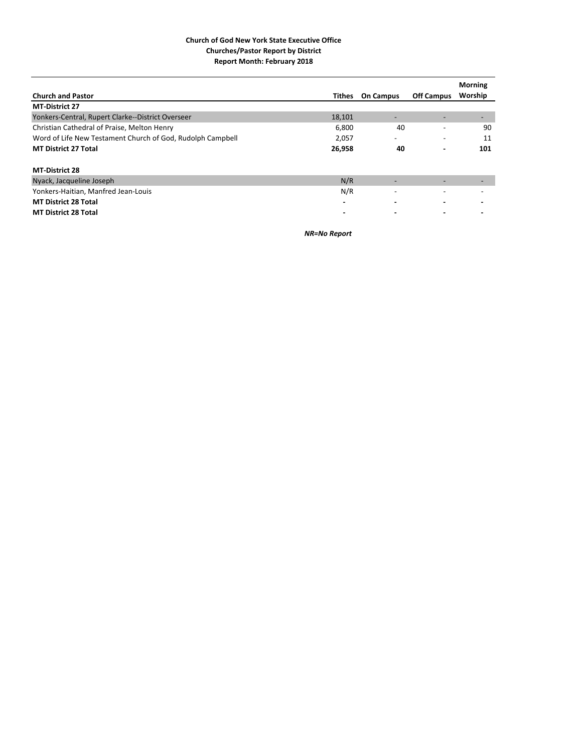**Church of God New York State Executive Office**
**Churches/Pastor Report by District**
**Report Month: February 2018**

| Church and Pastor | Tithes | On Campus | Off Campus | Morning Worship |
|---|---|---|---|---|
| **MT-District 27** | | | | |
| Yonkers-Central, Rupert Clarke--District Overseer | 18,101 | - | - | - |
| Christian Cathedral of Praise, Melton Henry | 6,800 | 40 | - | 90 |
| Word of Life New Testament Church of God, Rudolph Campbell | 2,057 | - | - | 11 |
| **MT District 27 Total** | **26,958** | **40** | **-** | **101** |
| | | | | |
| **MT-District 28** | | | | |
| Nyack, Jacqueline Joseph | N/R | - | - | - |
| Yonkers-Haitian, Manfred Jean-Louis | N/R | - | - | - |
| **MT District 28 Total** | **-** | **-** | **-** | **-** |
| **MT District 28 Total** | **-** | **-** | **-** | **-** |

***NR=No Report***